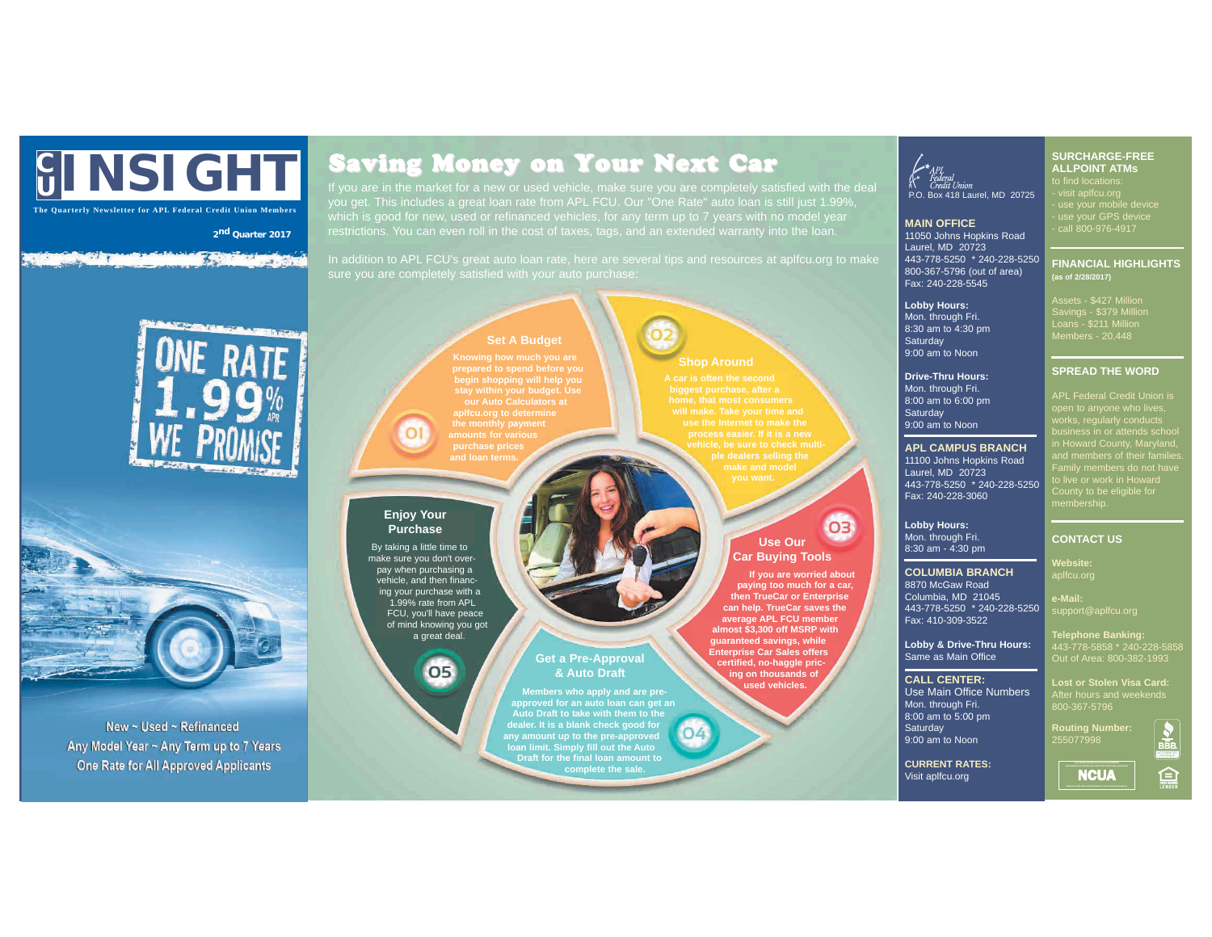# CU INSIGHT

**The Quarterly Newsletter for APL Federal Credit Union Members**

**2nd Quarter 2017**

ONE RATE 1.99% APR WE PROMISE

New ~ Used ~ Refinanced
Any Model Year ~ Any Term up to 7 Years
One Rate for All Approved Applicants

## Saving Money on Your Next Car

If you are in the market for a new or used vehicle, make sure you are completely satisfied with the deal you get. This includes a great loan rate from APL FCU. Our "One Rate" auto loan is still just 1.99%, which is good for new, used or refinanced vehicles, for any term up to 7 years with no model year restrictions. You can even roll in the cost of taxes, tags, and an extended warranty into the loan.

In addition to APL FCU's great auto loan rate, here are several tips and resources at aplfcu.org to make sure you are completely satisfied with your auto purchase:

### 01 Set A Budget

**Knowing how much you are prepared to spend before you begin shopping will help you stay within your budget. Use our Auto Calculators at aplfcu.org to determine the monthly payment amounts for various purchase prices and loan terms.**

### 02 Shop Around

**A car is often the second biggest purchase, after a home, that most consumers will make. Take your time and use the Internet to make the process easier. If it is a new vehicle, be sure to check multiple dealers selling the make and model you want.**

### 03 Use Our Car Buying Tools

**If you are worried about paying too much for a car, then TrueCar or Enterprise can help. TrueCar saves the average APL FCU member almost $3,300 off MSRP with guaranteed savings, while Enterprise Car Sales offers certified, no-haggle pricing on thousands of used vehicles.**

### 04 Get a Pre-Approval & Auto Draft

**Members who apply and are pre-approved for an auto loan can get an Auto Draft to take with them to the dealer. It is a blank check good for any amount up to the pre-approved loan limit. Simply fill out the Auto Draft for the final loan amount to complete the sale.**

### 05 Enjoy Your Purchase

By taking a little time to make sure you don't overpay when purchasing a vehicle, and then financing your purchase with a 1.99% rate from APL FCU, you'll have peace of mind knowing you got a great deal.

---

APL Federal Credit Union
P.O. Box 418 Laurel, MD 20725

**MAIN OFFICE**
11050 Johns Hopkins Road
Laurel, MD 20723
443-778-5250 * 240-228-5250
800-367-5796 (out of area)
Fax: 240-228-5545

**Lobby Hours:**
Mon. through Fri.
8:30 am to 4:30 pm
Saturday
9:00 am to Noon

**Drive-Thru Hours:**
Mon. through Fri.
8:00 am to 6:00 pm
Saturday
9:00 am to Noon

**APL CAMPUS BRANCH**
11100 Johns Hopkins Road
Laurel, MD 20723
443-778-5250 * 240-228-5250
Fax: 240-228-3060

**Lobby Hours:**
Mon. through Fri.
8:30 am - 4:30 pm

**COLUMBIA BRANCH**
8870 McGaw Road
Columbia, MD 21045
443-778-5250 * 240-228-5250
Fax: 410-309-3522

**Lobby & Drive-Thru Hours:**
Same as Main Office

**CALL CENTER:**
Use Main Office Numbers
Mon. through Fri.
8:00 am to 5:00 pm
Saturday
9:00 am to Noon

**CURRENT RATES:**
Visit aplfcu.org

---

**SURCHARGE-FREE ALLPOINT ATMs**
to find locations:
- visit aplfcu.org
- use your mobile device
- use your GPS device
- call 800-976-4917

**FINANCIAL HIGHLIGHTS**
**(as of 2/28/2017)**

Assets - $427 Million
Savings - $379 Million
Loans - $211 Million
Members - 20,448

**SPREAD THE WORD**

APL Federal Credit Union is open to anyone who lives, works, regularly conducts business in or attends school in Howard County, Maryland, and members of their families. Family members do not have to live or work in Howard County to be eligible for membership.

**CONTACT US**

**Website:**
aplfcu.org

**e-Mail:**
support@aplfcu.org

**Telephone Banking:**
443-778-5858 * 240-228-5858
Out of Area: 800-382-1993

**Lost or Stolen Visa Card:**
After hours and weekends
800-367-5796

**Routing Number:**
255077998

NCUA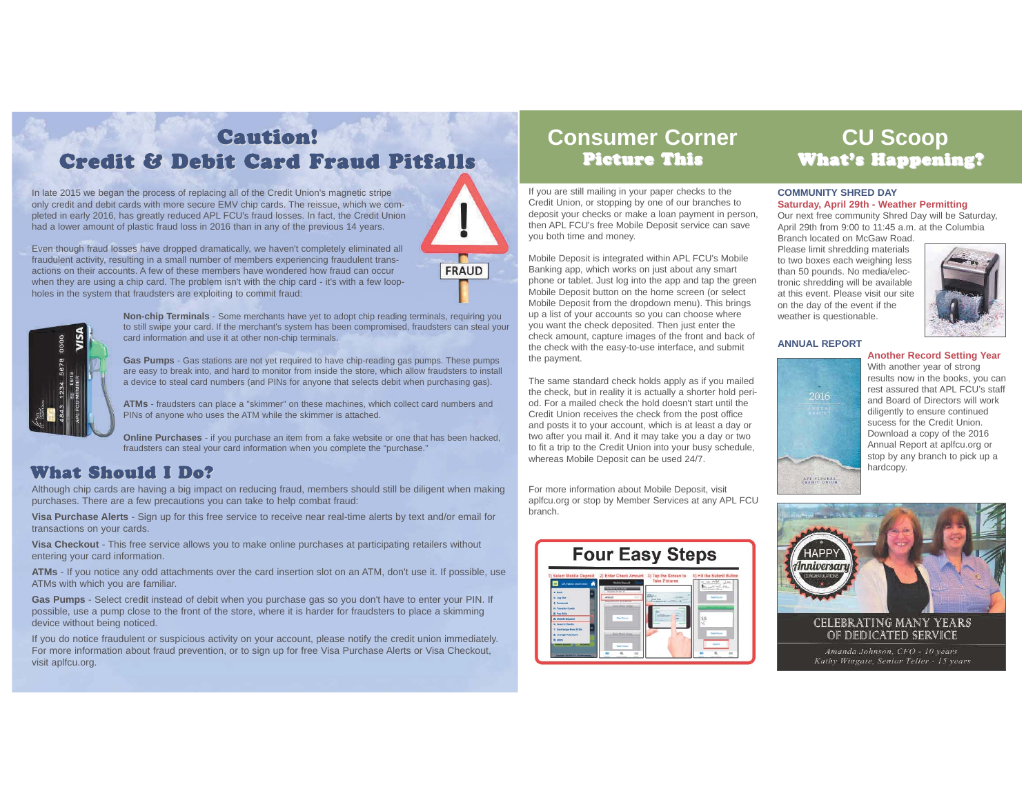# Caution! Credit & Debit Card Fraud Pitfalls

In late 2015 we began the process of replacing all of the Credit Union's magnetic stripe only credit and debit cards with more secure EMV chip cards. The reissue, which we completed in early 2016, has greatly reduced APL FCU's fraud losses. In fact, the Credit Union had a lower amount of plastic fraud loss in 2016 than in any of the previous 14 years.

Even though fraud losses have dropped dramatically, we haven't completely eliminated all fraudulent activity, resulting in a small number of members experiencing fraudulent transactions on their accounts. A few of these members have wondered how fraud can occur when they are using a chip card. The problem isn't with the chip card - it's with a few loopholes in the system that fraudsters are exploiting to commit fraud:

FRAUD

**Non-chip Terminals** - Some merchants have yet to adopt chip reading terminals, requiring you to still swipe your card. If the merchant's system has been compromised, fraudsters can steal your card information and use it at other non-chip terminals.

**Gas Pumps** - Gas stations are not yet required to have chip-reading gas pumps. These pumps are easy to break into, and hard to monitor from inside the store, which allow fraudsters to install a device to steal card numbers (and PINs for anyone that selects debit when purchasing gas).

**ATMs** - fraudsters can place a "skimmer" on these machines, which collect card numbers and PINs of anyone who uses the ATM while the skimmer is attached.

**Online Purchases** - if you purchase an item from a fake website or one that has been hacked, fraudsters can steal your card information when you complete the "purchase."

## What Should I Do?

Although chip cards are having a big impact on reducing fraud, members should still be diligent when making purchases. There are a few precautions you can take to help combat fraud:

**Visa Purchase Alerts** - Sign up for this free service to receive near real-time alerts by text and/or email for transactions on your cards.

**Visa Checkout** - This free service allows you to make online purchases at participating retailers without entering your card information.

**ATMs** - If you notice any odd attachments over the card insertion slot on an ATM, don't use it. If possible, use ATMs with which you are familiar.

**Gas Pumps** - Select credit instead of debit when you purchase gas so you don't have to enter your PIN. If possible, use a pump close to the front of the store, where it is harder for fraudsters to place a skimming device without being noticed.

If you do notice fraudulent or suspicious activity on your account, please notify the credit union immediately. For more information about fraud prevention, or to sign up for free Visa Purchase Alerts or Visa Checkout, visit aplfcu.org.

# Consumer Corner
## Picture This

If you are still mailing in your paper checks to the Credit Union, or stopping by one of our branches to deposit your checks or make a loan payment in person, then APL FCU's free Mobile Deposit service can save you both time and money.

Mobile Deposit is integrated within APL FCU's Mobile Banking app, which works on just about any smart phone or tablet. Just log into the app and tap the green Mobile Deposit button on the home screen (or select Mobile Deposit from the dropdown menu). This brings up a list of your accounts so you can choose where you want the check deposited. Then just enter the check amount, capture images of the front and back of the check with the easy-to-use interface, and submit the payment.

The same standard check holds apply as if you mailed the check, but in reality it is actually a shorter hold period. For a mailed check the hold doesn't start until the Credit Union receives the check from the post office and posts it to your account, which is at least a day or two after you mail it. And it may take you a day or two to fit a trip to the Credit Union into your busy schedule, whereas Mobile Deposit can be used 24/7.

For more information about Mobile Deposit, visit aplfcu.org or stop by Member Services at any APL FCU branch.

**Four Easy Steps**

1) Select Mobile Deposit
2) Enter Check Amount
3) Tap the Screen to Take Pictures
4) Hit the Submit Button

# CU Scoop
## What's Happening?

**COMMUNITY SHRED DAY**

**Saturday, April 29th - Weather Permitting**

Our next free community Shred Day will be Saturday, April 29th from 9:00 to 11:45 a.m. at the Columbia Branch located on McGaw Road. Please limit shredding materials to two boxes each weighing less than 50 pounds. No media/electronic shredding will be available at this event. Please visit our site on the day of the event if the weather is questionable.

**ANNUAL REPORT**

**Another Record Setting Year**

With another year of strong results now in the books, you can rest assured that APL FCU's staff and Board of Directors will work diligently to ensure continued sucess for the Credit Union. Download a copy of the 2016 Annual Report at aplfcu.org or stop by any branch to pick up a hardcopy.

HAPPY Anniversary CONGRATULATIONS

CELEBRATING MANY YEARS OF DEDICATED SERVICE

*Amanda Johnson, CFO - 10 years*
*Kathy Wingate, Senior Teller - 15 years*